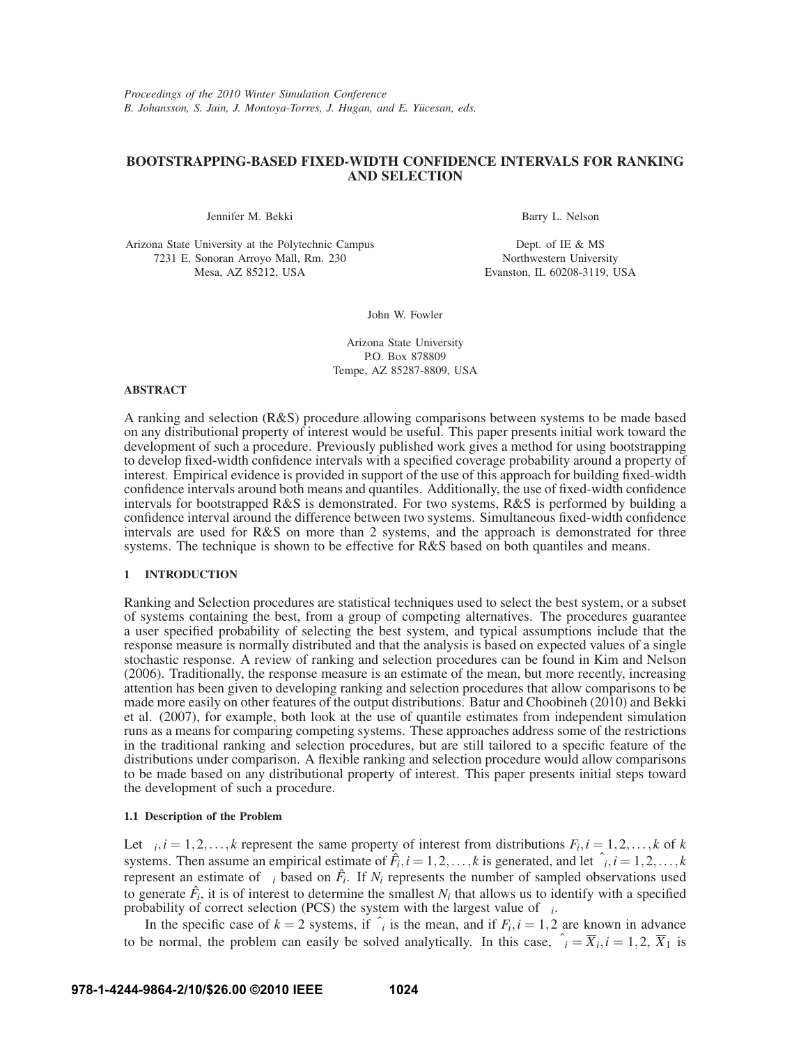*Proceedings of the 2010 Winter Simulation Conference*
*B. Johansson, S. Jain, J. Montoya-Torres, J. Hugan, and E. Yücesan, eds.*

# BOOTSTRAPPING-BASED FIXED-WIDTH CONFIDENCE INTERVALS FOR RANKING AND SELECTION

Jennifer M. Bekki

Arizona State University at the Polytechnic Campus
7231 E. Sonoran Arroyo Mall, Rm. 230
Mesa, AZ 85212, USA

Barry L. Nelson

Dept. of IE & MS
Northwestern University
Evanston, IL 60208-3119, USA

John W. Fowler

Arizona State University
P.O. Box 878809
Tempe, AZ 85287-8809, USA

## ABSTRACT

A ranking and selection (R&S) procedure allowing comparisons between systems to be made based on any distributional property of interest would be useful. This paper presents initial work toward the development of such a procedure. Previously published work gives a method for using bootstrapping to develop fixed-width confidence intervals with a specified coverage probability around a property of interest. Empirical evidence is provided in support of the use of this approach for building fixed-width confidence intervals around both means and quantiles. Additionally, the use of fixed-width confidence intervals for bootstrapped R&S is demonstrated. For two systems, R&S is performed by building a confidence interval around the difference between two systems. Simultaneous fixed-width confidence intervals are used for R&S on more than 2 systems, and the approach is demonstrated for three systems. The technique is shown to be effective for R&S based on both quantiles and means.

## 1 INTRODUCTION

Ranking and Selection procedures are statistical techniques used to select the best system, or a subset of systems containing the best, from a group of competing alternatives. The procedures guarantee a user specified probability of selecting the best system, and typical assumptions include that the response measure is normally distributed and that the analysis is based on expected values of a single stochastic response. A review of ranking and selection procedures can be found in Kim and Nelson (2006). Traditionally, the response measure is an estimate of the mean, but more recently, increasing attention has been given to developing ranking and selection procedures that allow comparisons to be made more easily on other features of the output distributions. Batur and Choobineh (2010) and Bekki et al. (2007), for example, both look at the use of quantile estimates from independent simulation runs as a means for comparing competing systems. These approaches address some of the restrictions in the traditional ranking and selection procedures, but are still tailored to a specific feature of the distributions under comparison. A flexible ranking and selection procedure would allow comparisons to be made based on any distributional property of interest. This paper presents initial steps toward the development of such a procedure.

### 1.1 Description of the Problem

Let $\ _i, i = 1,2,\ldots,k$ represent the same property of interest from distributions $F_i, i = 1,2,\ldots,k$ of $k$ systems. Then assume an empirical estimate of $\hat{F}_i, i = 1,2,\ldots,k$ is generated, and let $\hat{\ }_i, i = 1,2,\ldots,k$ represent an estimate of $\ _i$ based on $\hat{F}_i$. If $N_i$ represents the number of sampled observations used to generate $\hat{F}_i$, it is of interest to determine the smallest $N_i$ that allows us to identify with a specified probability of correct selection (PCS) the system with the largest value of $\ _i$.

In the specific case of $k = 2$ systems, if $\hat{\ }_i$ is the mean, and if $F_i, i = 1,2$ are known in advance to be normal, the problem can easily be solved analytically. In this case, $\hat{\ }_i = \overline{X}_i, i = 1,2$, $\overline{X}_1$ is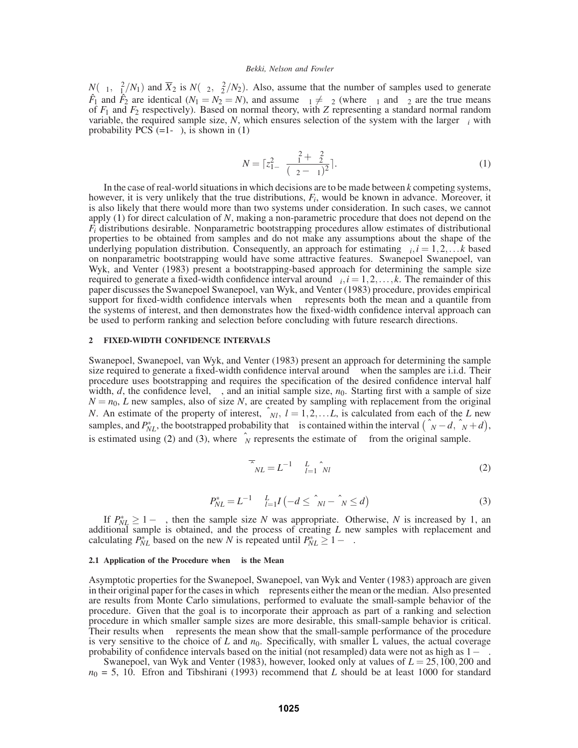$N(\mu_1, \sigma_1^2/N_1)$ and $\overline{X}_2$ is $N(\mu_2, \sigma_2^2/N_2)$. Also, assume that the number of samples used to generate $\hat{F}_1$ and $\hat{F}_2$ are identical ($N_1 = N_2 = N$), and assume $\mu_1 \neq \mu_2$ (where $\mu_1$ and $\mu_2$ are the true means of $F_1$ and $F_2$ respectively). Based on normal theory, with $Z$ representing a standard normal random variable, the required sample size, $N$, which ensures selection of the system with the larger $\mu_i$ with probability PCS (=1-$\alpha$), is shown in (1)

$$N = \lceil z_{1-\alpha}^2 \frac{\sigma_1^2 + \sigma_2^2}{(\mu_2 - \mu_1)^2} \rceil. \tag{1}$$

In the case of real-world situations in which decisions are to be made between $k$ competing systems, however, it is very unlikely that the true distributions, $F_i$, would be known in advance. Moreover, it is also likely that there would more than two systems under consideration. In such cases, we cannot apply (1) for direct calculation of $N$, making a non-parametric procedure that does not depend on the $F_i$ distributions desirable. Nonparametric bootstrapping procedures allow estimates of distributional properties to be obtained from samples and do not make any assumptions about the shape of the underlying population distribution. Consequently, an approach for estimating $\theta_i, i = 1, 2, \ldots k$ based on nonparametric bootstrapping would have some attractive features. Swanepoel Swanepoel, van Wyk, and Venter (1983) present a bootstrapping-based approach for determining the sample size required to generate a fixed-width confidence interval around $\theta_i, i = 1, 2, \ldots, k$. The remainder of this paper discusses the Swanepoel Swanepoel, van Wyk, and Venter (1983) procedure, provides empirical support for fixed-width confidence intervals when $\theta$ represents both the mean and a quantile from the systems of interest, and then demonstrates how the fixed-width confidence interval approach can be used to perform ranking and selection before concluding with future research directions.

## 2 FIXED-WIDTH CONFIDENCE INTERVALS

Swanepoel, Swanepoel, van Wyk, and Venter (1983) present an approach for determining the sample size required to generate a fixed-width confidence interval around $\theta$ when the samples are i.i.d. Their procedure uses bootstrapping and requires the specification of the desired confidence interval half width, $d$, the confidence level, $\alpha$, and an initial sample size, $n_0$. Starting first with a sample of size $N = n_0$, $L$ new samples, also of size $N$, are created by sampling with replacement from the original $N$. An estimate of the property of interest, $\hat{\theta}_{Nl}$, $l = 1, 2, \ldots L$, is calculated from each of the $L$ new samples, and $P_{NL}^*$, the bootstrapped probability that $\theta$ is contained within the interval $\left(\hat{\theta}_N - d, \hat{\theta}_N + d\right)$, is estimated using (2) and (3), where $\hat{\theta}_N$ represents the estimate of $\theta$ from the original sample.

$$\overline{\hat{\theta}}_{NL} = L^{-1} \sum_{l=1}^{L} \hat{\theta}_{Nl} \tag{2}$$

$$P_{NL}^* = L^{-1} \sum_{l=1}^{L} I\left(-d \leq \hat{\theta}_{Nl} - \hat{\theta}_N \leq d\right) \tag{3}$$

If $P_{NL}^* \geq 1 - \alpha$, then the sample size $N$ was appropriate. Otherwise, $N$ is increased by 1, an additional sample is obtained, and the process of creating $L$ new samples with replacement and calculating $P_{NL}^*$ based on the new $N$ is repeated until $P_{NL}^* \geq 1 - \alpha$.

### 2.1 Application of the Procedure when $\theta$ is the Mean

Asymptotic properties for the Swanepoel, Swanepoel, van Wyk and Venter (1983) approach are given in their original paper for the cases in which $\theta$ represents either the mean or the median. Also presented are results from Monte Carlo simulations, performed to evaluate the small-sample behavior of the procedure. Given that the goal is to incorporate their approach as part of a ranking and selection procedure in which smaller sample sizes are more desirable, this small-sample behavior is critical. Their results when $\theta$ represents the mean show that the small-sample performance of the procedure is very sensitive to the choice of $L$ and $n_0$. Specifically, with smaller L values, the actual coverage probability of confidence intervals based on the initial (not resampled) data were not as high as $1 - \alpha$.

Swanepoel, van Wyk and Venter (1983), however, looked only at values of $L = 25, 100, 200$ and $n_0$ = 5, 10. Efron and Tibshirani (1993) recommend that $L$ should be at least 1000 for standard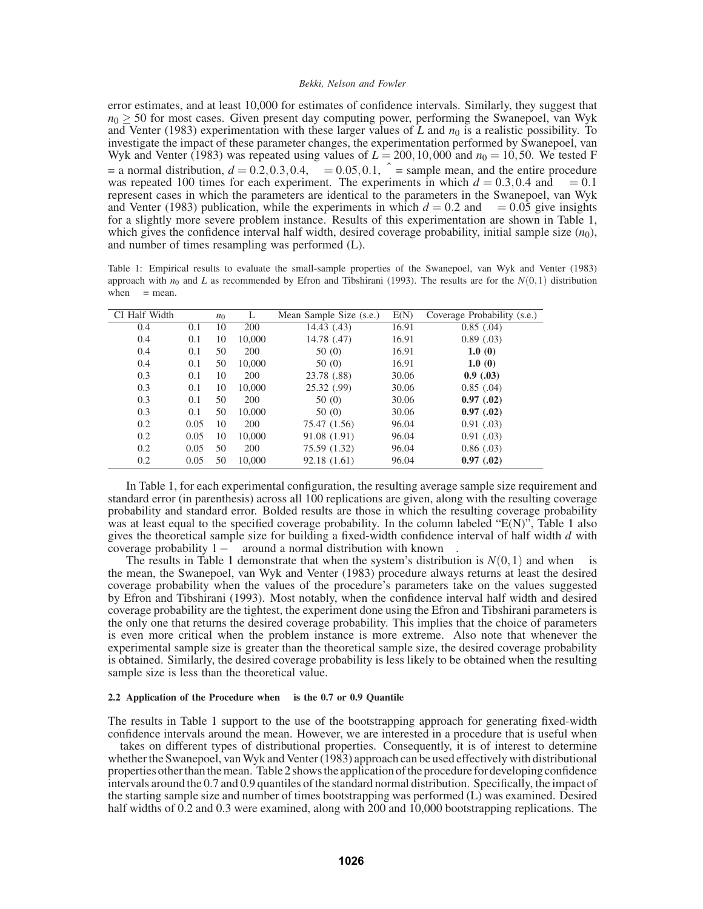error estimates, and at least 10,000 for estimates of confidence intervals. Similarly, they suggest that $n_0 \geq 50$ for most cases. Given present day computing power, performing the Swanepoel, van Wyk and Venter (1983) experimentation with these larger values of $L$ and $n_0$ is a realistic possibility. To investigate the impact of these parameter changes, the experimentation performed by Swanepoel, van Wyk and Venter (1983) was repeated using values of $L = 200, 10,000$ and $n_0 = 10, 50$. We tested F = a normal distribution, $d = 0.2, 0.3, 0.4$, $\alpha = 0.05, 0.1$, $\hat{\theta}$ = sample mean, and the entire procedure was repeated 100 times for each experiment. The experiments in which $d = 0.3, 0.4$ and $\alpha = 0.1$ represent cases in which the parameters are identical to the parameters in the Swanepoel, van Wyk and Venter (1983) publication, while the experiments in which $d = 0.2$ and $\alpha = 0.05$ give insights for a slightly more severe problem instance. Results of this experimentation are shown in Table 1, which gives the confidence interval half width, desired coverage probability, initial sample size ($n_0$), and number of times resampling was performed (L).

Table 1: Empirical results to evaluate the small-sample properties of the Swanepoel, van Wyk and Venter (1983) approach with $n_0$ and $L$ as recommended by Efron and Tibshirani (1993). The results are for the $N(0,1)$ distribution when $\theta$ = mean.

| CI Half Width | $\alpha$ | $n_0$ | L | Mean Sample Size (s.e.) | E(N) | Coverage Probability (s.e.) |
|---|---|---|---|---|---|---|
| 0.4 | 0.1 | 10 | 200 | 14.43 (.43) | 16.91 | 0.85 (.04) |
| 0.4 | 0.1 | 10 | 10,000 | 14.78 (.47) | 16.91 | 0.89 (.03) |
| 0.4 | 0.1 | 50 | 200 | 50 (0) | 16.91 | **1.0 (0)** |
| 0.4 | 0.1 | 50 | 10,000 | 50 (0) | 16.91 | **1.0 (0)** |
| 0.3 | 0.1 | 10 | 200 | 23.78 (.88) | 30.06 | **0.9 (.03)** |
| 0.3 | 0.1 | 10 | 10,000 | 25.32 (.99) | 30.06 | 0.85 (.04) |
| 0.3 | 0.1 | 50 | 200 | 50 (0) | 30.06 | **0.97 (.02)** |
| 0.3 | 0.1 | 50 | 10,000 | 50 (0) | 30.06 | **0.97 (.02)** |
| 0.2 | 0.05 | 10 | 200 | 75.47 (1.56) | 96.04 | 0.91 (.03) |
| 0.2 | 0.05 | 10 | 10,000 | 91.08 (1.91) | 96.04 | 0.91 (.03) |
| 0.2 | 0.05 | 50 | 200 | 75.59 (1.32) | 96.04 | 0.86 (.03) |
| 0.2 | 0.05 | 50 | 10,000 | 92.18 (1.61) | 96.04 | **0.97 (.02)** |

In Table 1, for each experimental configuration, the resulting average sample size requirement and standard error (in parenthesis) across all 100 replications are given, along with the resulting coverage probability and standard error. Bolded results are those in which the resulting coverage probability was at least equal to the specified coverage probability. In the column labeled "E(N)", Table 1 also gives the theoretical sample size for building a fixed-width confidence interval of half width $d$ with coverage probability $1-\alpha$ around a normal distribution with known $\sigma$.

The results in Table 1 demonstrate that when the system's distribution is $N(0,1)$ and when $\theta$ is the mean, the Swanepoel, van Wyk and Venter (1983) procedure always returns at least the desired coverage probability when the values of the procedure's parameters take on the values suggested by Efron and Tibshirani (1993). Most notably, when the confidence interval half width and desired coverage probability are the tightest, the experiment done using the Efron and Tibshirani parameters is the only one that returns the desired coverage probability. This implies that the choice of parameters is even more critical when the problem instance is more extreme. Also note that whenever the experimental sample size is greater than the theoretical sample size, the desired coverage probability is obtained. Similarly, the desired coverage probability is less likely to be obtained when the resulting sample size is less than the theoretical value.

### 2.2 Application of the Procedure when $\theta$ is the 0.7 or 0.9 Quantile

The results in Table 1 support to the use of the bootstrapping approach for generating fixed-width confidence intervals around the mean. However, we are interested in a procedure that is useful when $\theta$ takes on different types of distributional properties. Consequently, it is of interest to determine whether the Swanepoel, van Wyk and Venter (1983) approach can be used effectively with distributional properties other than the mean. Table 2 shows the application of the procedure for developing confidence intervals around the 0.7 and 0.9 quantiles of the standard normal distribution. Specifically, the impact of the starting sample size and number of times bootstrapping was performed (L) was examined. Desired half widths of 0.2 and 0.3 were examined, along with 200 and 10,000 bootstrapping replications. The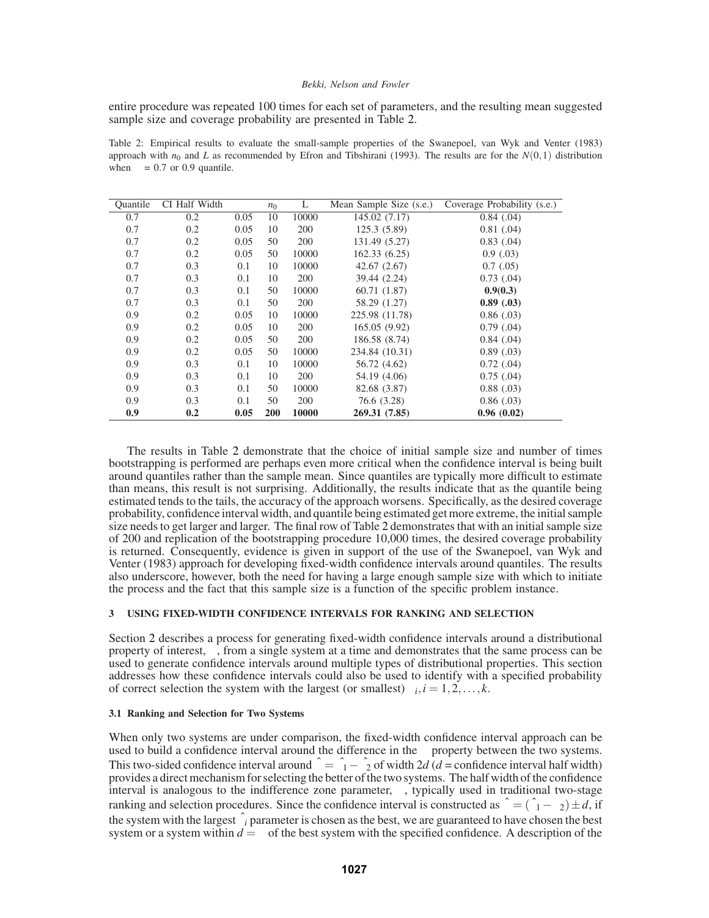entire procedure was repeated 100 times for each set of parameters, and the resulting mean suggested sample size and coverage probability are presented in Table 2.

Table 2: Empirical results to evaluate the small-sample properties of the Swanepoel, van Wyk and Venter (1983) approach with $n_0$ and $L$ as recommended by Efron and Tibshirani (1993). The results are for the $N(0,1)$ distribution when $\theta = 0.7$ or 0.9 quantile.

| Quantile | CI Half Width | $\alpha$ | $n_0$ | L | Mean Sample Size (s.e.) | Coverage Probability (s.e.) |
|---|---|---|---|---|---|---|
| 0.7 | 0.2 | 0.05 | 10 | 10000 | 145.02 (7.17) | 0.84 (.04) |
| 0.7 | 0.2 | 0.05 | 10 | 200 | 125.3 (5.89) | 0.81 (.04) |
| 0.7 | 0.2 | 0.05 | 50 | 200 | 131.49 (5.27) | 0.83 (.04) |
| 0.7 | 0.2 | 0.05 | 50 | 10000 | 162.33 (6.25) | 0.9 (.03) |
| 0.7 | 0.3 | 0.1 | 10 | 10000 | 42.67 (2.67) | 0.7 (.05) |
| 0.7 | 0.3 | 0.1 | 10 | 200 | 39.44 (2.24) | 0.73 (.04) |
| 0.7 | 0.3 | 0.1 | 50 | 10000 | 60.71 (1.87) | **0.9(0.3)** |
| 0.7 | 0.3 | 0.1 | 50 | 200 | 58.29 (1.27) | **0.89 (.03)** |
| 0.9 | 0.2 | 0.05 | 10 | 10000 | 225.98 (11.78) | 0.86 (.03) |
| 0.9 | 0.2 | 0.05 | 10 | 200 | 165.05 (9.92) | 0.79 (.04) |
| 0.9 | 0.2 | 0.05 | 50 | 200 | 186.58 (8.74) | 0.84 (.04) |
| 0.9 | 0.2 | 0.05 | 50 | 10000 | 234.84 (10.31) | 0.89 (.03) |
| 0.9 | 0.3 | 0.1 | 10 | 10000 | 56.72 (4.62) | 0.72 (.04) |
| 0.9 | 0.3 | 0.1 | 10 | 200 | 54.19 (4.06) | 0.75 (.04) |
| 0.9 | 0.3 | 0.1 | 50 | 10000 | 82.68 (3.87) | 0.88 (.03) |
| 0.9 | 0.3 | 0.1 | 50 | 200 | 76.6 (3.28) | 0.86 (.03) |
| **0.9** | **0.2** | **0.05** | **200** | **10000** | **269.31 (7.85)** | **0.96 (0.02)** |

The results in Table 2 demonstrate that the choice of initial sample size and number of times bootstrapping is performed are perhaps even more critical when the confidence interval is being built around quantiles rather than the sample mean. Since quantiles are typically more difficult to estimate than means, this result is not surprising. Additionally, the results indicate that as the quantile being estimated tends to the tails, the accuracy of the approach worsens. Specifically, as the desired coverage probability, confidence interval width, and quantile being estimated get more extreme, the initial sample size needs to get larger and larger. The final row of Table 2 demonstrates that with an initial sample size of 200 and replication of the bootstrapping procedure 10,000 times, the desired coverage probability is returned. Consequently, evidence is given in support of the use of the Swanepoel, van Wyk and Venter (1983) approach for developing fixed-width confidence intervals around quantiles. The results also underscore, however, both the need for having a large enough sample size with which to initiate the process and the fact that this sample size is a function of the specific problem instance.

## 3 USING FIXED-WIDTH CONFIDENCE INTERVALS FOR RANKING AND SELECTION

Section 2 describes a process for generating fixed-width confidence intervals around a distributional property of interest, $\theta$, from a single system at a time and demonstrates that the same process can be used to generate confidence intervals around multiple types of distributional properties. This section addresses how these confidence intervals could also be used to identify with a specified probability of correct selection the system with the largest (or smallest) $\theta_i, i = 1, 2, \ldots, k$.

### 3.1 Ranking and Selection for Two Systems

When only two systems are under comparison, the fixed-width confidence interval approach can be used to build a confidence interval around the difference in the $\theta$ property between the two systems. This two-sided confidence interval around $\hat{\theta} = \hat{\theta}_1 - \hat{\theta}_2$ of width $2d$ ($d$ = confidence interval half width) provides a direct mechanism for selecting the better of the two systems. The half width of the confidence interval is analogous to the indifference zone parameter, $\delta$, typically used in traditional two-stage ranking and selection procedures. Since the confidence interval is constructed as $\hat{\theta} = (\hat{\theta}_1 - \theta_2) \pm d$, if the system with the largest $\hat{\theta}_i$ parameter is chosen as the best, we are guaranteed to have chosen the best system or a system within $d = \delta$ of the best system with the specified confidence. A description of the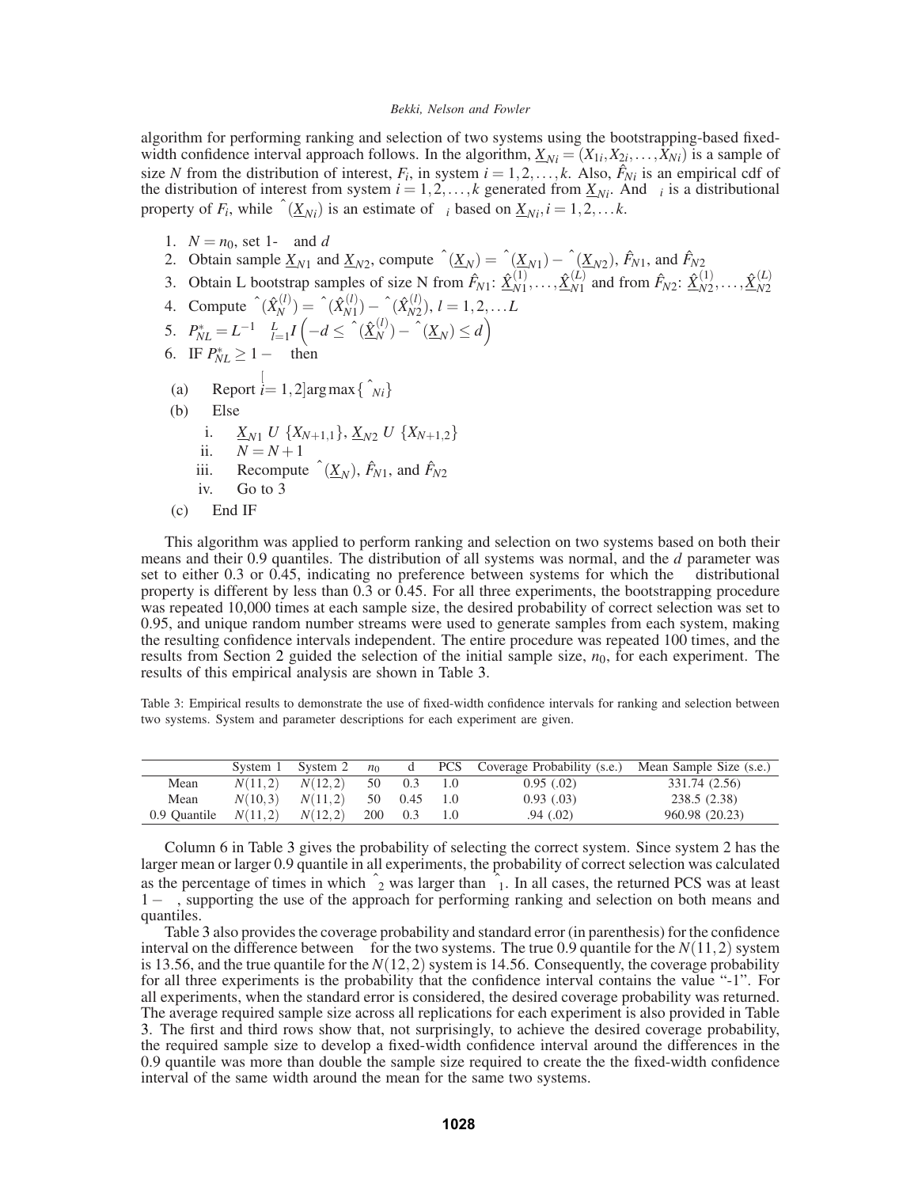algorithm for performing ranking and selection of two systems using the bootstrapping-based fixed-width confidence interval approach follows. In the algorithm, $\underline{X}_{Ni} = (X_{1i}, X_{2i}, \ldots, X_{Ni})$ is a sample of size $N$ from the distribution of interest, $F_i$, in system $i = 1, 2, \ldots, k$. Also, $\hat{F}_{Ni}$ is an empirical cdf of the distribution of interest from system $i = 1, 2, \ldots, k$ generated from $\underline{X}_{Ni}$. And $\theta_i$ is a distributional property of $F_i$, while $\hat{\theta}(\underline{X}_{Ni})$ is an estimate of $\theta_i$ based on $\underline{X}_{Ni}, i = 1, 2, \ldots k$.

1. $N = n_0$, set 1-$\alpha$ and $d$
2. Obtain sample $\underline{X}_{N1}$ and $\underline{X}_{N2}$, compute $\hat{\theta}(\underline{X}_N) = \hat{\theta}(\underline{X}_{N1}) - \hat{\theta}(\underline{X}_{N2})$, $\hat{F}_{N1}$, and $\hat{F}_{N2}$
3. Obtain L bootstrap samples of size N from $\hat{F}_{N1}$: $\hat{\underline{X}}_{N1}^{(1)}, \ldots, \hat{\underline{X}}_{N1}^{(L)}$ and from $\hat{F}_{N2}$: $\hat{\underline{X}}_{N2}^{(1)}, \ldots, \hat{\underline{X}}_{N2}^{(L)}$
4. Compute $\hat{\theta}(\hat{X}_N^{(l)}) = \hat{\theta}(\hat{X}_{N1}^{(l)}) - \hat{\theta}(\hat{X}_{N2}^{(l)})$, $l = 1, 2, \ldots L$
5. $P^*_{NL} = L^{-1} \sum_{l=1}^{L} I\left(-d \le \hat{\theta}(\hat{\underline{X}}_N^{(l)}) - \hat{\theta}(\underline{X}_N) \le d\right)$
6. IF $P^*_{NL} \ge 1 - \alpha$ then
   - (a) Report $\arg\max_{i=1,2}\{\hat{\theta}_{Ni}\}$
   - (b) Else
     - i. $\underline{X}_{N1}$ $U$ $\{X_{N+1,1}\}$, $\underline{X}_{N2}$ $U$ $\{X_{N+1,2}\}$
     - ii. $N = N + 1$
     - iii. Recompute $\hat{\theta}(\underline{X}_N)$, $\hat{F}_{N1}$, and $\hat{F}_{N2}$
     - iv. Go to 3
   - (c) End IF

This algorithm was applied to perform ranking and selection on two systems based on both their means and their 0.9 quantiles. The distribution of all systems was normal, and the $d$ parameter was set to either 0.3 or 0.45, indicating no preference between systems for which the $\theta$ distributional property is different by less than 0.3 or 0.45. For all three experiments, the bootstrapping procedure was repeated 10,000 times at each sample size, the desired probability of correct selection was set to 0.95, and unique random number streams were used to generate samples from each system, making the resulting confidence intervals independent. The entire procedure was repeated 100 times, and the results from Section 2 guided the selection of the initial sample size, $n_0$, for each experiment. The results of this empirical analysis are shown in Table 3.

Table 3: Empirical results to demonstrate the use of fixed-width confidence intervals for ranking and selection between two systems. System and parameter descriptions for each experiment are given.

| | System 1 | System 2 | $n_0$ | d | PCS | Coverage Probability (s.e.) | Mean Sample Size (s.e.) |
|---|---|---|---|---|---|---|---|
| Mean | $N(11,2)$ | $N(12,2)$ | 50 | 0.3 | 1.0 | 0.95 (.02) | 331.74 (2.56) |
| Mean | $N(10,3)$ | $N(11,2)$ | 50 | 0.45 | 1.0 | 0.93 (.03) | 238.5 (2.38) |
| 0.9 Quantile | $N(11,2)$ | $N(12,2)$ | 200 | 0.3 | 1.0 | .94 (.02) | 960.98 (20.23) |

Column 6 in Table 3 gives the probability of selecting the correct system. Since system 2 has the larger mean or larger 0.9 quantile in all experiments, the probability of correct selection was calculated as the percentage of times in which $\hat{\theta}_2$ was larger than $\hat{\theta}_1$. In all cases, the returned PCS was at least $1-\alpha$, supporting the use of the approach for performing ranking and selection on both means and quantiles.

Table 3 also provides the coverage probability and standard error (in parenthesis) for the confidence interval on the difference between $\theta$ for the two systems. The true 0.9 quantile for the $N(11,2)$ system is 13.56, and the true quantile for the $N(12,2)$ system is 14.56. Consequently, the coverage probability for all three experiments is the probability that the confidence interval contains the value "-1". For all experiments, when the standard error is considered, the desired coverage probability was returned. The average required sample size across all replications for each experiment is also provided in Table 3. The first and third rows show that, not surprisingly, to achieve the desired coverage probability, the required sample size to develop a fixed-width confidence interval around the differences in the 0.9 quantile was more than double the sample size required to create the the fixed-width confidence interval of the same width around the mean for the same two systems.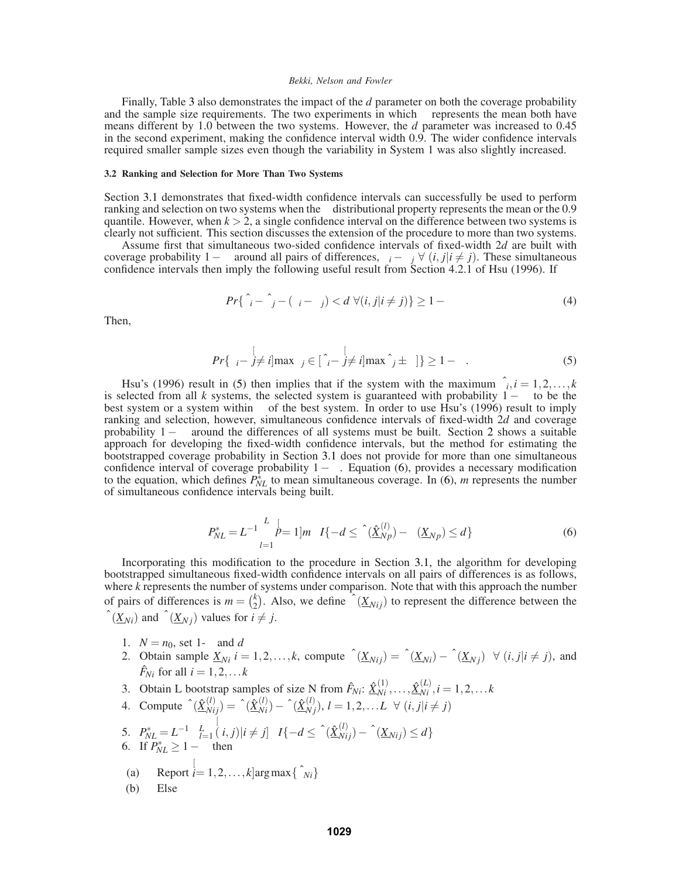Finally, Table 3 also demonstrates the impact of the $d$ parameter on both the coverage probability and the sample size requirements. The two experiments in which $\theta$ represents the mean both have means different by 1.0 between the two systems. However, the $d$ parameter was increased to 0.45 in the second experiment, making the confidence interval width 0.9. The wider confidence intervals required smaller sample sizes even though the variability in System 1 was also slightly increased.

#### 3.2 Ranking and Selection for More Than Two Systems

Section 3.1 demonstrates that fixed-width confidence intervals can successfully be used to perform ranking and selection on two systems when the $\theta$ distributional property represents the mean or the 0.9 quantile. However, when $k > 2$, a single confidence interval on the difference between two systems is clearly not sufficient. This section discusses the extension of the procedure to more than two systems.

Assume first that simultaneous two-sided confidence intervals of fixed-width $2d$ are built with coverage probability $1-\alpha$ around all pairs of differences, $\theta_i - \theta_j \; \forall \; (i, j|i \neq j)$. These simultaneous confidence intervals then imply the following useful result from Section 4.2.1 of Hsu (1996). If

$$Pr\{|\hat{\theta}_i - \hat{\theta}_j - (\theta_i - \theta_j)| < d \;\; \forall (i,j|i \neq j)\} \geq 1-\alpha \tag{4}$$

Then,

$$Pr\{\theta_i - \max_{j \neq i} \theta_j \in [\hat{\theta}_i - \max_{j \neq i} \hat{\theta}_j \pm \delta]\} \geq 1-\alpha. \tag{5}$$

Hsu's (1996) result in (5) then implies that if the system with the maximum $\hat{\theta}_i, i = 1, 2, \ldots, k$ is selected from all $k$ systems, the selected system is guaranteed with probability $1-\alpha$ to be the best system or a system within $\delta$ of the best system. In order to use Hsu's (1996) result to imply ranking and selection, however, simultaneous confidence intervals of fixed-width $2d$ and coverage probability $1-\alpha$ around the differences of all systems must be built. Section 2 shows a suitable approach for developing the fixed-width confidence intervals, but the method for estimating the bootstrapped coverage probability in Section 3.1 does not provide for more than one simultaneous confidence interval of coverage probability $1-\alpha$. Equation (6), provides a necessary modification to the equation, which defines $P^*_{NL}$ to mean simultaneous coverage. In (6), $m$ represents the number of simultaneous confidence intervals being built.

$$P^*_{NL} = L^{-1} \sum_{l=1}^{L} \prod_{p=1}^{m} I\{-d \leq \hat{\theta}(\hat{\underline{X}}^{(l)}_{Np}) - \theta(\underline{X}_{Np}) \leq d\} \tag{6}$$

Incorporating this modification to the procedure in Section 3.1, the algorithm for developing bootstrapped simultaneous fixed-width confidence intervals on all pairs of differences is as follows, where $k$ represents the number of systems under comparison. Note that with this approach the number of pairs of differences is $m = \binom{k}{2}$. Also, we define $\hat{\theta}(\underline{X}_{Nij})$ to represent the difference between the $\hat{\theta}(\underline{X}_{Ni})$ and $\hat{\theta}(\underline{X}_{Nj})$ values for $i \neq j$.

1. $N = n_0$, set 1-$\alpha$ and $d$
2. Obtain sample $\underline{X}_{Ni}$ $i = 1, 2, \ldots, k$, compute $\hat{\theta}(\underline{X}_{Nij}) = \hat{\theta}(\underline{X}_{Ni}) - \hat{\theta}(\underline{X}_{Nj}) \; \forall \; (i, j|i \neq j)$, and $\hat{F}_{Ni}$ for all $i = 1, 2, \ldots k$
3. Obtain L bootstrap samples of size N from $\hat{F}_{Ni}$: $\hat{\underline{X}}^{(1)}_{Ni}, \ldots, \hat{\underline{X}}^{(L)}_{Ni}, i = 1, 2, \ldots k$
4. Compute $\hat{\theta}(\hat{\underline{X}}^{(l)}_{Nij}) = \hat{\theta}(\hat{\underline{X}}^{(l)}_{Ni}) - \hat{\theta}(\hat{\underline{X}}^{(l)}_{Nj})$, $l = 1, 2, \ldots L \; \forall \; (i, j|i \neq j)$
5. $P^*_{NL} = L^{-1} \sum_{l=1}^{L} \prod_{(i,j)|i \neq j} I\{-d \leq \hat{\theta}(\hat{\underline{X}}^{(l)}_{Nij}) - \hat{\theta}(\underline{X}_{Nij}) \leq d\}$
6. If $P^*_{NL} \geq 1-\alpha$ then
   (a) Report $\arg\max_{i=1,2,\ldots,k} \{\hat{\theta}_{Ni}\}$
   (b) Else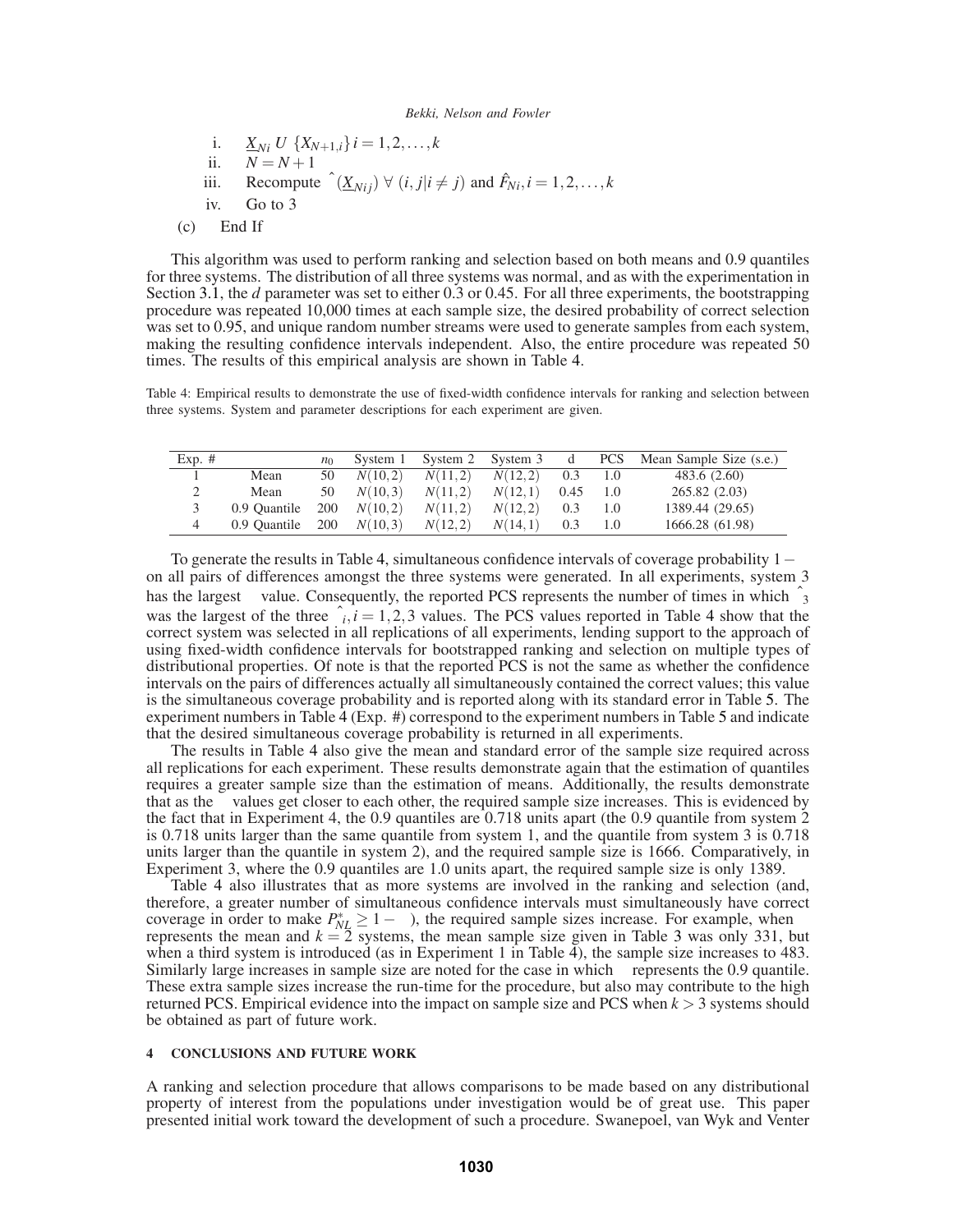i. $\underline{X}_{Ni}$ U $\{X_{N+1,i}\}$ $i = 1,2,\ldots,k$

ii. $N = N+1$

iii. Recompute $\hat{}(\underline{X}_{Nij})$ $\forall$ $(i,j|i \neq j)$ and $\hat{F}_{Ni}, i = 1,2,\ldots,k$

iv. Go to 3

(c) End If

This algorithm was used to perform ranking and selection based on both means and 0.9 quantiles for three systems. The distribution of all three systems was normal, and as with the experimentation in Section 3.1, the *d* parameter was set to either 0.3 or 0.45. For all three experiments, the bootstrapping procedure was repeated 10,000 times at each sample size, the desired probability of correct selection was set to 0.95, and unique random number streams were used to generate samples from each system, making the resulting confidence intervals independent. Also, the entire procedure was repeated 50 times. The results of this empirical analysis are shown in Table 4.

Table 4: Empirical results to demonstrate the use of fixed-width confidence intervals for ranking and selection between three systems. System and parameter descriptions for each experiment are given.

| Exp. # | | $n_0$ | System 1 | System 2 | System 3 | d | PCS | Mean Sample Size (s.e.) |
|---|---|---|---|---|---|---|---|---|
| 1 | Mean | 50 | $N(10,2)$ | $N(11,2)$ | $N(12,2)$ | 0.3 | 1.0 | 483.6 (2.60) |
| 2 | Mean | 50 | $N(10,3)$ | $N(11,2)$ | $N(12,1)$ | 0.45 | 1.0 | 265.82 (2.03) |
| 3 | 0.9 Quantile | 200 | $N(10,2)$ | $N(11,2)$ | $N(12,2)$ | 0.3 | 1.0 | 1389.44 (29.65) |
| 4 | 0.9 Quantile | 200 | $N(10,3)$ | $N(12,2)$ | $N(14,1)$ | 0.3 | 1.0 | 1666.28 (61.98) |

To generate the results in Table 4, simultaneous confidence intervals of coverage probability $1-$ on all pairs of differences amongst the three systems were generated. In all experiments, system 3 has the largest value. Consequently, the reported PCS represents the number of times in which $\hat{}_3$ was the largest of the three $\hat{}_i, i = 1,2,3$ values. The PCS values reported in Table 4 show that the correct system was selected in all replications of all experiments, lending support to the approach of using fixed-width confidence intervals for bootstrapped ranking and selection on multiple types of distributional properties. Of note is that the reported PCS is not the same as whether the confidence intervals on the pairs of differences actually all simultaneously contained the correct values; this value is the simultaneous coverage probability and is reported along with its standard error in Table 5. The experiment numbers in Table 4 (Exp. #) correspond to the experiment numbers in Table 5 and indicate that the desired simultaneous coverage probability is returned in all experiments.

The results in Table 4 also give the mean and standard error of the sample size required across all replications for each experiment. These results demonstrate again that the estimation of quantiles requires a greater sample size than the estimation of means. Additionally, the results demonstrate that as the values get closer to each other, the required sample size increases. This is evidenced by the fact that in Experiment 4, the 0.9 quantiles are 0.718 units apart (the 0.9 quantile from system 2 is 0.718 units larger than the same quantile from system 1, and the quantile from system 3 is 0.718 units larger than the quantile in system 2), and the required sample size is 1666. Comparatively, in Experiment 3, where the 0.9 quantiles are 1.0 units apart, the required sample size is only 1389.

Table 4 also illustrates that as more systems are involved in the ranking and selection (and, therefore, a greater number of simultaneous confidence intervals must simultaneously have correct coverage in order to make $P^*_{NL} \geq 1-$ ), the required sample sizes increase. For example, when represents the mean and $k = 2$ systems, the mean sample size given in Table 3 was only 331, but when a third system is introduced (as in Experiment 1 in Table 4), the sample size increases to 483. Similarly large increases in sample size are noted for the case in which represents the 0.9 quantile. These extra sample sizes increase the run-time for the procedure, but also may contribute to the high returned PCS. Empirical evidence into the impact on sample size and PCS when $k > 3$ systems should be obtained as part of future work.

## 4 CONCLUSIONS AND FUTURE WORK

A ranking and selection procedure that allows comparisons to be made based on any distributional property of interest from the populations under investigation would be of great use. This paper presented initial work toward the development of such a procedure. Swanepoel, van Wyk and Venter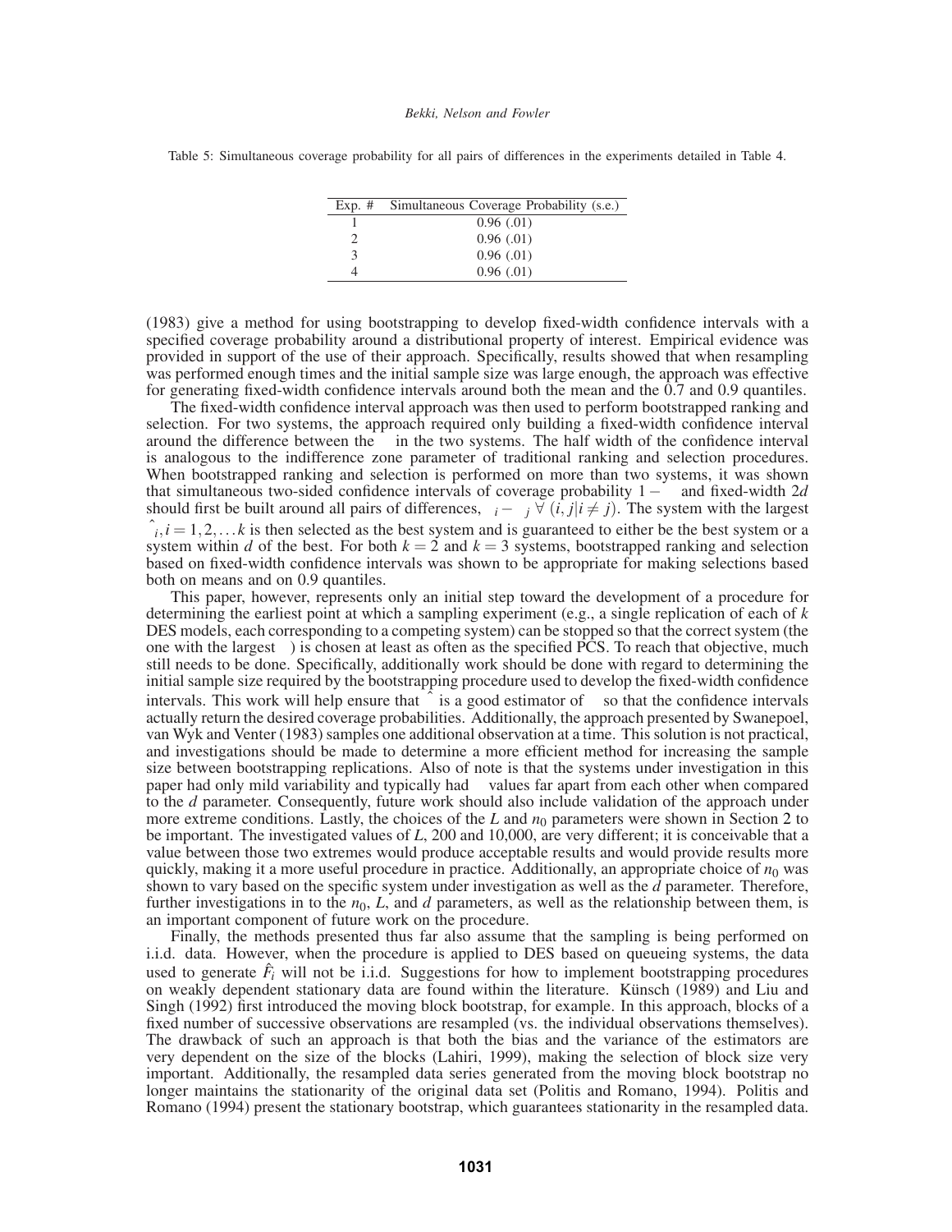Table 5: Simultaneous coverage probability for all pairs of differences in the experiments detailed in Table 4.

| Exp. # | Simultaneous Coverage Probability (s.e.) |
|---|---|
| 1 | 0.96 (.01) |
| 2 | 0.96 (.01) |
| 3 | 0.96 (.01) |
| 4 | 0.96 (.01) |

(1983) give a method for using bootstrapping to develop fixed-width confidence intervals with a specified coverage probability around a distributional property of interest. Empirical evidence was provided in support of the use of their approach. Specifically, results showed that when resampling was performed enough times and the initial sample size was large enough, the approach was effective for generating fixed-width confidence intervals around both the mean and the 0.7 and 0.9 quantiles.

The fixed-width confidence interval approach was then used to perform bootstrapped ranking and selection. For two systems, the approach required only building a fixed-width confidence interval around the difference between the $\theta$ in the two systems. The half width of the confidence interval is analogous to the indifference zone parameter of traditional ranking and selection procedures. When bootstrapped ranking and selection is performed on more than two systems, it was shown that simultaneous two-sided confidence intervals of coverage probability $1-\alpha$ and fixed-width $2d$ should first be built around all pairs of differences, $\theta_i - \theta_j\ \forall\ (i,j|i \neq j)$. The system with the largest $\hat{\theta}_i, i = 1,2,\ldots k$ is then selected as the best system and is guaranteed to either be the best system or a system within $d$ of the best. For both $k=2$ and $k=3$ systems, bootstrapped ranking and selection based on fixed-width confidence intervals was shown to be appropriate for making selections based both on means and on 0.9 quantiles.

This paper, however, represents only an initial step toward the development of a procedure for determining the earliest point at which a sampling experiment (e.g., a single replication of each of $k$ DES models, each corresponding to a competing system) can be stopped so that the correct system (the one with the largest $\theta$) is chosen at least as often as the specified PCS. To reach that objective, much still needs to be done. Specifically, additionally work should be done with regard to determining the initial sample size required by the bootstrapping procedure used to develop the fixed-width confidence intervals. This work will help ensure that $\hat{\theta}$ is a good estimator of $\theta$ so that the confidence intervals actually return the desired coverage probabilities. Additionally, the approach presented by Swanepoel, van Wyk and Venter (1983) samples one additional observation at a time. This solution is not practical, and investigations should be made to determine a more efficient method for increasing the sample size between bootstrapping replications. Also of note is that the systems under investigation in this paper had only mild variability and typically had $\theta$ values far apart from each other when compared to the $d$ parameter. Consequently, future work should also include validation of the approach under more extreme conditions. Lastly, the choices of the $L$ and $n_0$ parameters were shown in Section 2 to be important. The investigated values of $L$, 200 and 10,000, are very different; it is conceivable that a value between those two extremes would produce acceptable results and would provide results more quickly, making it a more useful procedure in practice. Additionally, an appropriate choice of $n_0$ was shown to vary based on the specific system under investigation as well as the $d$ parameter. Therefore, further investigations in to the $n_0$, $L$, and $d$ parameters, as well as the relationship between them, is an important component of future work on the procedure.

Finally, the methods presented thus far also assume that the sampling is being performed on i.i.d. data. However, when the procedure is applied to DES based on queueing systems, the data used to generate $\hat{F}_i$ will not be i.i.d. Suggestions for how to implement bootstrapping procedures on weakly dependent stationary data are found within the literature. Künsch (1989) and Liu and Singh (1992) first introduced the moving block bootstrap, for example. In this approach, blocks of a fixed number of successive observations are resampled (vs. the individual observations themselves). The drawback of such an approach is that both the bias and the variance of the estimators are very dependent on the size of the blocks (Lahiri, 1999), making the selection of block size very important. Additionally, the resampled data series generated from the moving block bootstrap no longer maintains the stationarity of the original data set (Politis and Romano, 1994). Politis and Romano (1994) present the stationary bootstrap, which guarantees stationarity in the resampled data.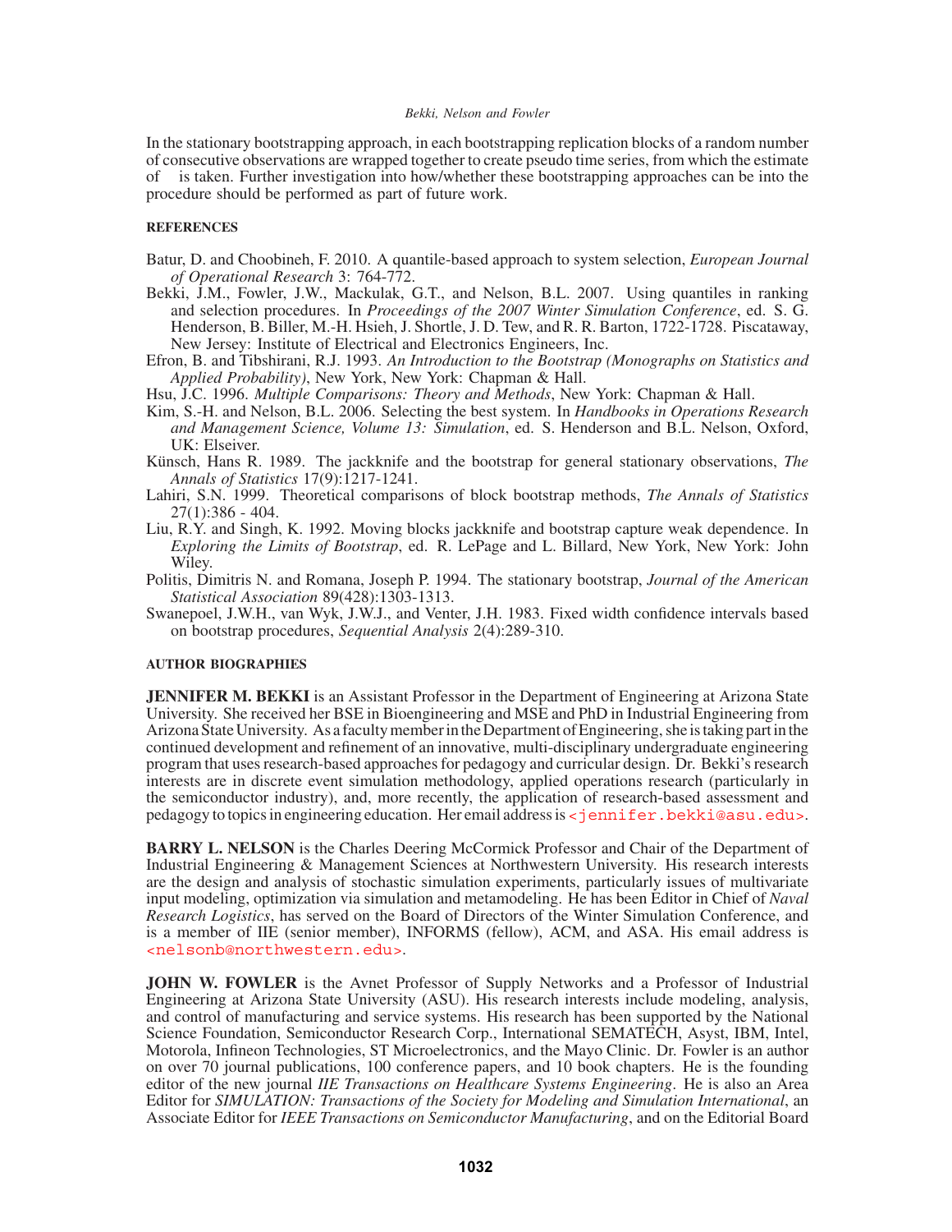In the stationary bootstrapping approach, in each bootstrapping replication blocks of a random number of consecutive observations are wrapped together to create pseudo time series, from which the estimate of is taken. Further investigation into how/whether these bootstrapping approaches can be into the procedure should be performed as part of future work.

## REFERENCES

Batur, D. and Choobineh, F. 2010. A quantile-based approach to system selection, *European Journal of Operational Research* 3: 764-772.

Bekki, J.M., Fowler, J.W., Mackulak, G.T., and Nelson, B.L. 2007. Using quantiles in ranking and selection procedures. In *Proceedings of the 2007 Winter Simulation Conference*, ed. S. G. Henderson, B. Biller, M.-H. Hsieh, J. Shortle, J. D. Tew, and R. R. Barton, 1722-1728. Piscataway, New Jersey: Institute of Electrical and Electronics Engineers, Inc.

Efron, B. and Tibshirani, R.J. 1993. *An Introduction to the Bootstrap (Monographs on Statistics and Applied Probability)*, New York, New York: Chapman & Hall.

Hsu, J.C. 1996. *Multiple Comparisons: Theory and Methods*, New York: Chapman & Hall.

Kim, S.-H. and Nelson, B.L. 2006. Selecting the best system. In *Handbooks in Operations Research and Management Science, Volume 13: Simulation*, ed. S. Henderson and B.L. Nelson, Oxford, UK: Elseiver.

Künsch, Hans R. 1989. The jackknife and the bootstrap for general stationary observations, *The Annals of Statistics* 17(9):1217-1241.

Lahiri, S.N. 1999. Theoretical comparisons of block bootstrap methods, *The Annals of Statistics* 27(1):386 - 404.

Liu, R.Y. and Singh, K. 1992. Moving blocks jackknife and bootstrap capture weak dependence. In *Exploring the Limits of Bootstrap*, ed. R. LePage and L. Billard, New York, New York: John Wiley.

Politis, Dimitris N. and Romana, Joseph P. 1994. The stationary bootstrap, *Journal of the American Statistical Association* 89(428):1303-1313.

Swanepoel, J.W.H., van Wyk, J.W.J., and Venter, J.H. 1983. Fixed width confidence intervals based on bootstrap procedures, *Sequential Analysis* 2(4):289-310.

## AUTHOR BIOGRAPHIES

**JENNIFER M. BEKKI** is an Assistant Professor in the Department of Engineering at Arizona State University. She received her BSE in Bioengineering and MSE and PhD in Industrial Engineering from Arizona State University. As a faculty member in the Department of Engineering, she is taking part in the continued development and refinement of an innovative, multi-disciplinary undergraduate engineering program that uses research-based approaches for pedagogy and curricular design. Dr. Bekki's research interests are in discrete event simulation methodology, applied operations research (particularly in the semiconductor industry), and, more recently, the application of research-based assessment and pedagogy to topics in engineering education. Her email address is <jennifer.bekki@asu.edu>.

**BARRY L. NELSON** is the Charles Deering McCormick Professor and Chair of the Department of Industrial Engineering & Management Sciences at Northwestern University. His research interests are the design and analysis of stochastic simulation experiments, particularly issues of multivariate input modeling, optimization via simulation and metamodeling. He has been Editor in Chief of *Naval Research Logistics*, has served on the Board of Directors of the Winter Simulation Conference, and is a member of IIE (senior member), INFORMS (fellow), ACM, and ASA. His email address is <nelsonb@northwestern.edu>.

**JOHN W. FOWLER** is the Avnet Professor of Supply Networks and a Professor of Industrial Engineering at Arizona State University (ASU). His research interests include modeling, analysis, and control of manufacturing and service systems. His research has been supported by the National Science Foundation, Semiconductor Research Corp., International SEMATECH, Asyst, IBM, Intel, Motorola, Infineon Technologies, ST Microelectronics, and the Mayo Clinic. Dr. Fowler is an author on over 70 journal publications, 100 conference papers, and 10 book chapters. He is the founding editor of the new journal *IIE Transactions on Healthcare Systems Engineering*. He is also an Area Editor for *SIMULATION: Transactions of the Society for Modeling and Simulation International*, an Associate Editor for *IEEE Transactions on Semiconductor Manufacturing*, and on the Editorial Board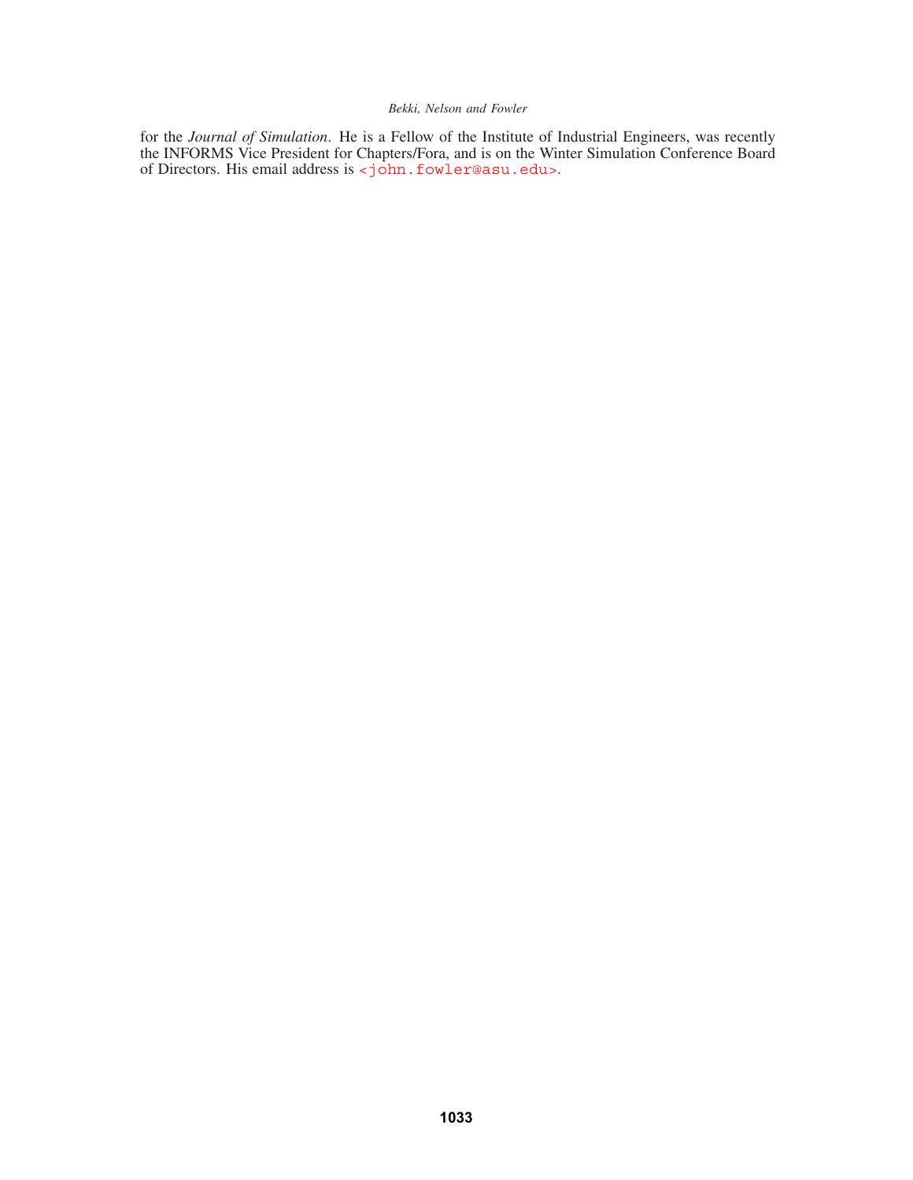for the *Journal of Simulation*. He is a Fellow of the Institute of Industrial Engineers, was recently the INFORMS Vice President for Chapters/Fora, and is on the Winter Simulation Conference Board of Directors. His email address is <john.fowler@asu.edu>.